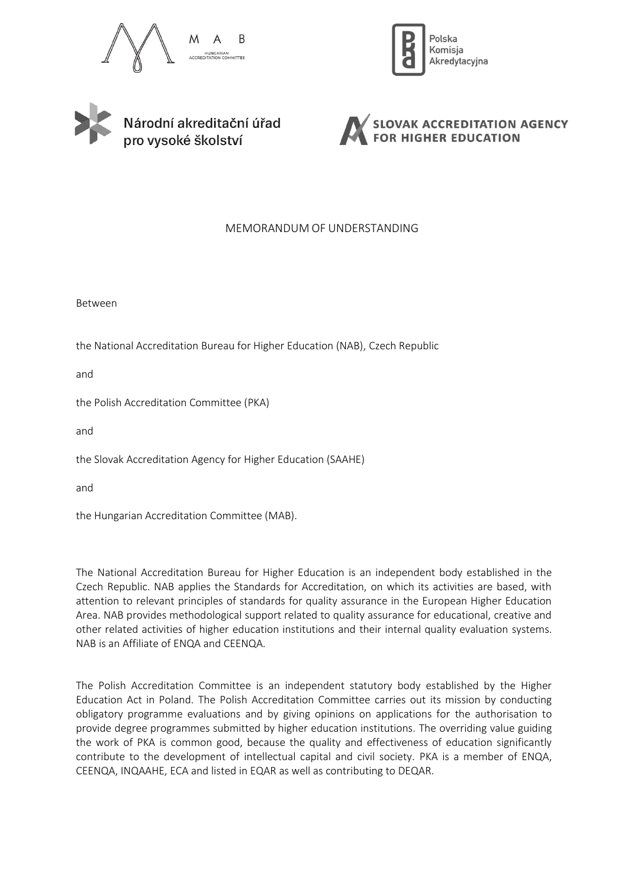# MEMORANDUM OF UNDERSTANDING

Between

the National Accreditation Bureau for Higher Education (NAB), Czech Republic

and

the Polish Accreditation Committee (PKA)

and

the Slovak Accreditation Agency for Higher Education (SAAHE)

and

the Hungarian Accreditation Committee (MAB).

The National Accreditation Bureau for Higher Education is an independent body established in the Czech Republic. NAB applies the Standards for Accreditation, on which its activities are based, with attention to relevant principles of standards for quality assurance in the European Higher Education Area. NAB provides methodological support related to quality assurance for educational, creative and other related activities of higher education institutions and their internal quality evaluation systems. NAB is an Affiliate of ENQA and CEENQA.

The Polish Accreditation Committee is an independent statutory body established by the Higher Education Act in Poland. The Polish Accreditation Committee carries out its mission by conducting obligatory programme evaluations and by giving opinions on applications for the authorisation to provide degree programmes submitted by higher education institutions. The overriding value guiding the work of PKA is common good, because the quality and effectiveness of education significantly contribute to the development of intellectual capital and civil society. PKA is a member of ENQA, CEENQA, INQAAHE, ECA and listed in EQAR as well as contributing to DEQAR.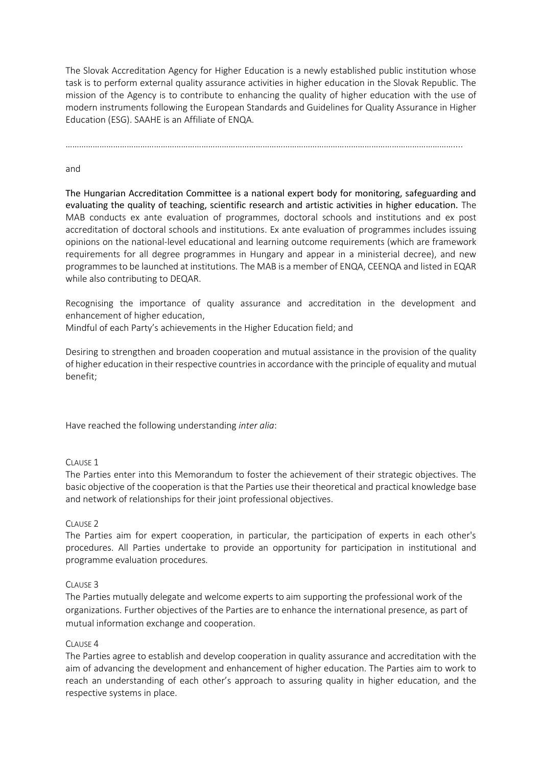The Slovak Accreditation Agency for Higher Education is a newly established public institution whose task is to perform external quality assurance activities in higher education in the Slovak Republic. The mission of the Agency is to contribute to enhancing the quality of higher education with the use of modern instruments following the European Standards and Guidelines for Quality Assurance in Higher Education (ESG). SAAHE is an Affiliate of ENQA.

………………………………………………………………………………………………………………………………………………………..

and

**The Hungarian Accreditation Committee is a national expert body for monitoring, safeguarding and evaluating the quality of teaching, scientific research and artistic activities in higher education.** The MAB conducts ex ante evaluation of programmes, doctoral schools and institutions and ex post accreditation of doctoral schools and institutions. Ex ante evaluation of programmes includes issuing opinions on the national-level educational and learning outcome requirements (which are framework requirements for all degree programmes in Hungary and appear in a ministerial decree), and new programmes to be launched at institutions. The MAB is a member of ENQA, CEENQA and listed in EQAR while also contributing to DEQAR.

Recognising the importance of quality assurance and accreditation in the development and enhancement of higher education,
Mindful of each Party's achievements in the Higher Education field; and

Desiring to strengthen and broaden cooperation and mutual assistance in the provision of the quality of higher education in their respective countries in accordance with the principle of equality and mutual benefit;

Have reached the following understanding *inter alia*:

CLAUSE 1
The Parties enter into this Memorandum to foster the achievement of their strategic objectives. The basic objective of the cooperation is that the Parties use their theoretical and practical knowledge base and network of relationships for their joint professional objectives.

CLAUSE 2
The Parties aim for expert cooperation, in particular, the participation of experts in each other's procedures. All Parties undertake to provide an opportunity for participation in institutional and programme evaluation procedures.

CLAUSE 3
The Parties mutually delegate and welcome experts to aim supporting the professional work of the organizations. Further objectives of the Parties are to enhance the international presence, as part of mutual information exchange and cooperation.

CLAUSE 4
The Parties agree to establish and develop cooperation in quality assurance and accreditation with the aim of advancing the development and enhancement of higher education. The Parties aim to work to reach an understanding of each other's approach to assuring quality in higher education, and the respective systems in place.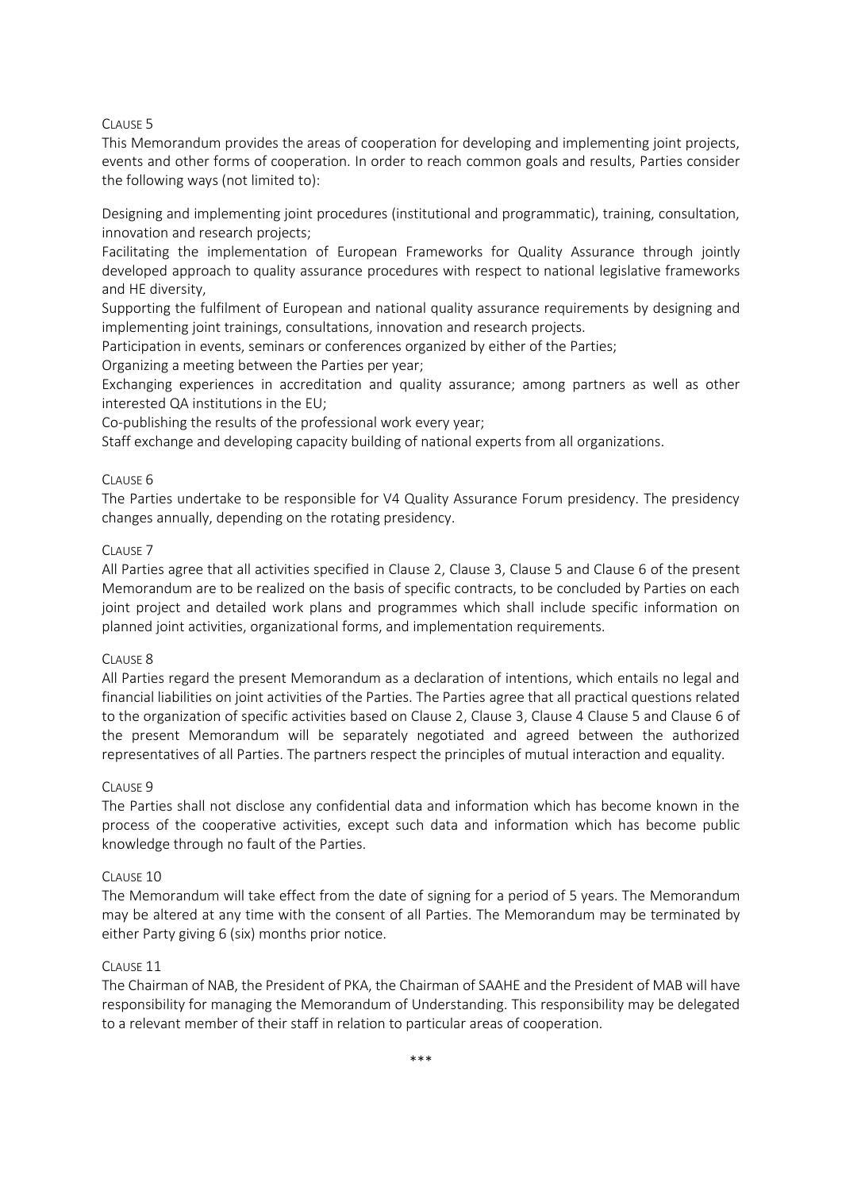CLAUSE 5

This Memorandum provides the areas of cooperation for developing and implementing joint projects, events and other forms of cooperation. In order to reach common goals and results, Parties consider the following ways (not limited to):

Designing and implementing joint procedures (institutional and programmatic), training, consultation, innovation and research projects;

Facilitating the implementation of European Frameworks for Quality Assurance through jointly developed approach to quality assurance procedures with respect to national legislative frameworks and HE diversity,

Supporting the fulfilment of European and national quality assurance requirements by designing and implementing joint trainings, consultations, innovation and research projects.

Participation in events, seminars or conferences organized by either of the Parties;

Organizing a meeting between the Parties per year;

Exchanging experiences in accreditation and quality assurance; among partners as well as other interested QA institutions in the EU;

Co-publishing the results of the professional work every year;

Staff exchange and developing capacity building of national experts from all organizations.

CLAUSE 6

The Parties undertake to be responsible for V4 Quality Assurance Forum presidency. The presidency changes annually, depending on the rotating presidency.

CLAUSE 7

All Parties agree that all activities specified in Clause 2, Clause 3, Clause 5 and Clause 6 of the present Memorandum are to be realized on the basis of specific contracts, to be concluded by Parties on each joint project and detailed work plans and programmes which shall include specific information on planned joint activities, organizational forms, and implementation requirements.

CLAUSE 8

All Parties regard the present Memorandum as a declaration of intentions, which entails no legal and financial liabilities on joint activities of the Parties. The Parties agree that all practical questions related to the organization of specific activities based on Clause 2, Clause 3, Clause 4 Clause 5 and Clause 6 of the present Memorandum will be separately negotiated and agreed between the authorized representatives of all Parties. The partners respect the principles of mutual interaction and equality.

CLAUSE 9

The Parties shall not disclose any confidential data and information which has become known in the process of the cooperative activities, except such data and information which has become public knowledge through no fault of the Parties.

CLAUSE 10

The Memorandum will take effect from the date of signing for a period of 5 years. The Memorandum may be altered at any time with the consent of all Parties. The Memorandum may be terminated by either Party giving 6 (six) months prior notice.

CLAUSE 11

The Chairman of NAB, the President of PKA, the Chairman of SAAHE and the President of MAB will have responsibility for managing the Memorandum of Understanding. This responsibility may be delegated to a relevant member of their staff in relation to particular areas of cooperation.

\*\*\*